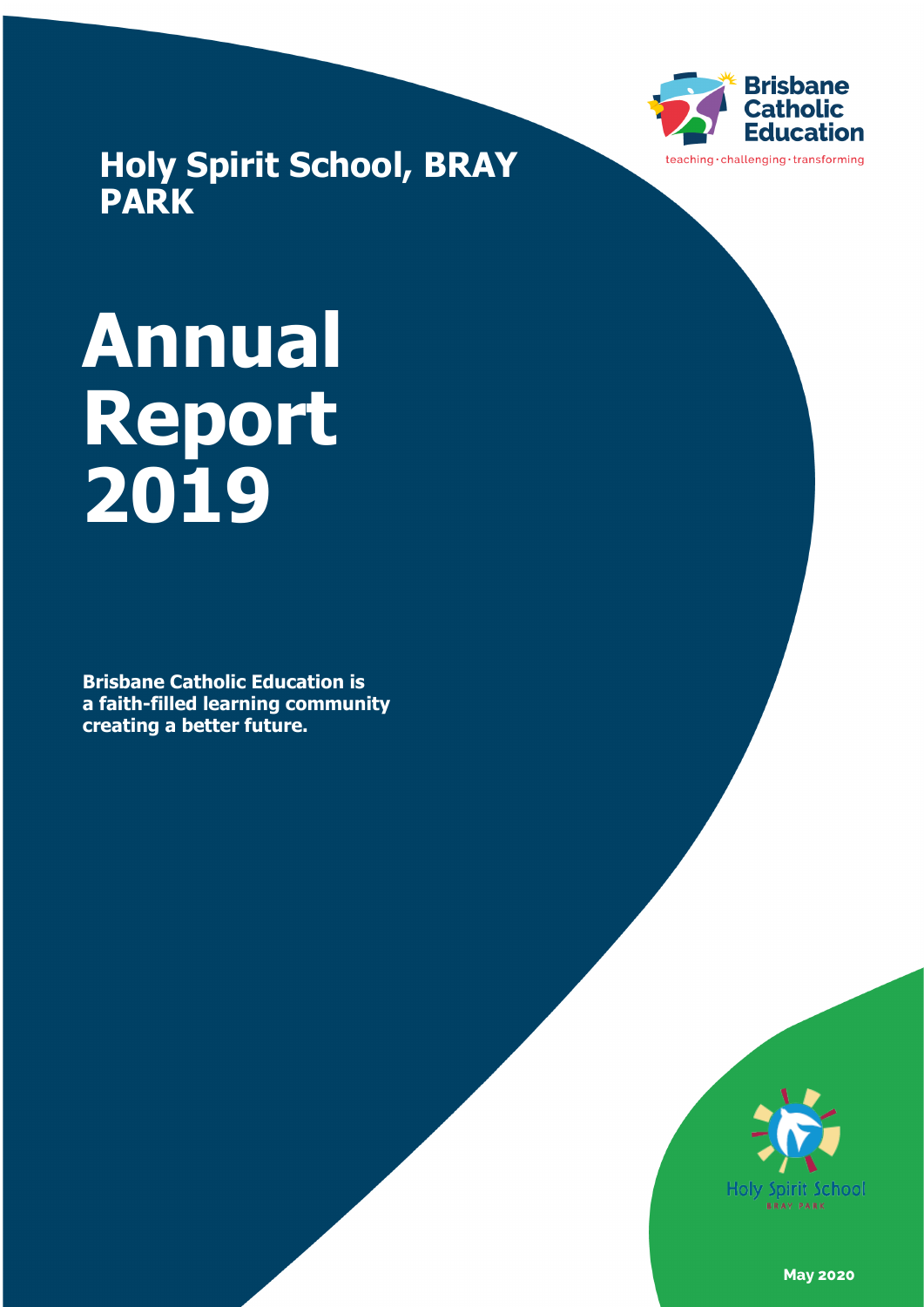Brisbane Catholic Education

teaching · challenging · transforming

## Holy Spirit School, BRAY PARK

# Annual Report 2019

**Brisbane Catholic Education is a faith-filled learning community creating a better future.**

Holy Spirit School

BRAY PARK

**May 2020**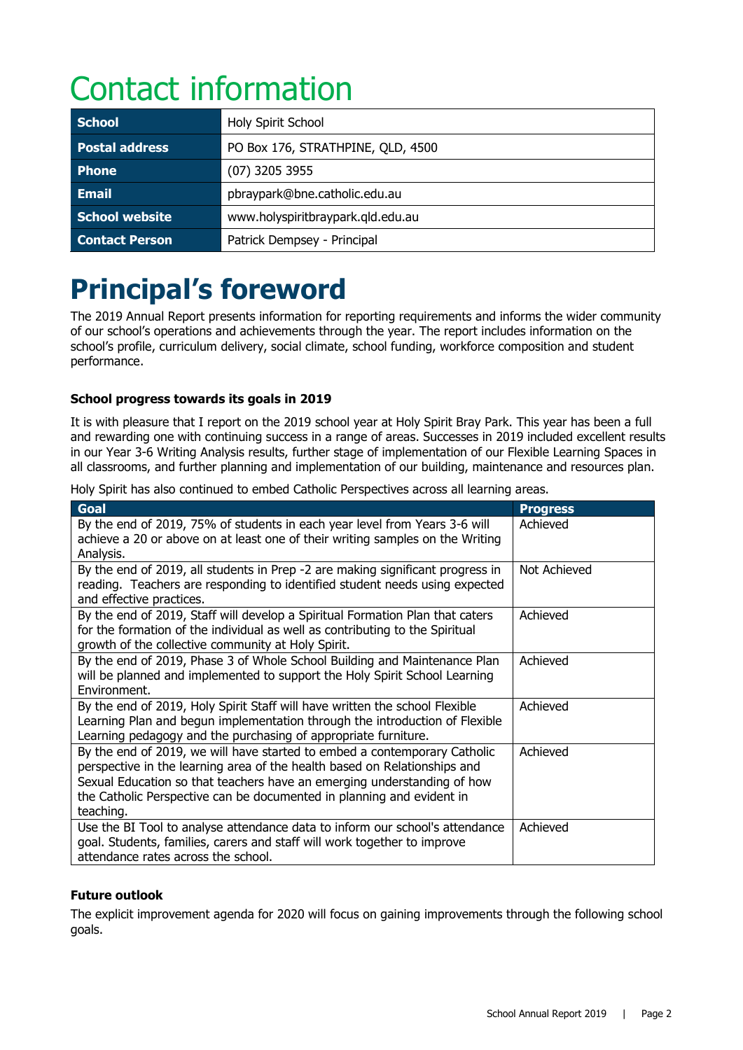# Contact information

| School | Holy Spirit School |
|---|---|
| Postal address | PO Box 176, STRATHPINE, QLD, 4500 |
| Phone | (07) 3205 3955 |
| Email | pbraypark@bne.catholic.edu.au |
| School website | www.holyspiritbraypark.qld.edu.au |
| Contact Person | Patrick Dempsey - Principal |

# Principal's foreword

The 2019 Annual Report presents information for reporting requirements and informs the wider community of our school's operations and achievements through the year. The report includes information on the school's profile, curriculum delivery, social climate, school funding, workforce composition and student performance.

### School progress towards its goals in 2019

It is with pleasure that I report on the 2019 school year at Holy Spirit Bray Park. This year has been a full and rewarding one with continuing success in a range of areas. Successes in 2019 included excellent results in our Year 3-6 Writing Analysis results, further stage of implementation of our Flexible Learning Spaces in all classrooms, and further planning and implementation of our building, maintenance and resources plan.

Holy Spirit has also continued to embed Catholic Perspectives across all learning areas.

| Goal | Progress |
|---|---|
| By the end of 2019, 75% of students in each year level from Years 3-6 will achieve a 20 or above on at least one of their writing samples on the Writing Analysis. | Achieved |
| By the end of 2019, all students in Prep -2 are making significant progress in reading. Teachers are responding to identified student needs using expected and effective practices. | Not Achieved |
| By the end of 2019, Staff will develop a Spiritual Formation Plan that caters for the formation of the individual as well as contributing to the Spiritual growth of the collective community at Holy Spirit. | Achieved |
| By the end of 2019, Phase 3 of Whole School Building and Maintenance Plan will be planned and implemented to support the Holy Spirit School Learning Environment. | Achieved |
| By the end of 2019, Holy Spirit Staff will have written the school Flexible Learning Plan and begun implementation through the introduction of Flexible Learning pedagogy and the purchasing of appropriate furniture. | Achieved |
| By the end of 2019, we will have started to embed a contemporary Catholic perspective in the learning area of the health based on Relationships and Sexual Education so that teachers have an emerging understanding of how the Catholic Perspective can be documented in planning and evident in teaching. | Achieved |
| Use the BI Tool to analyse attendance data to inform our school's attendance goal. Students, families, carers and staff will work together to improve attendance rates across the school. | Achieved |

### Future outlook

The explicit improvement agenda for 2020 will focus on gaining improvements through the following school goals.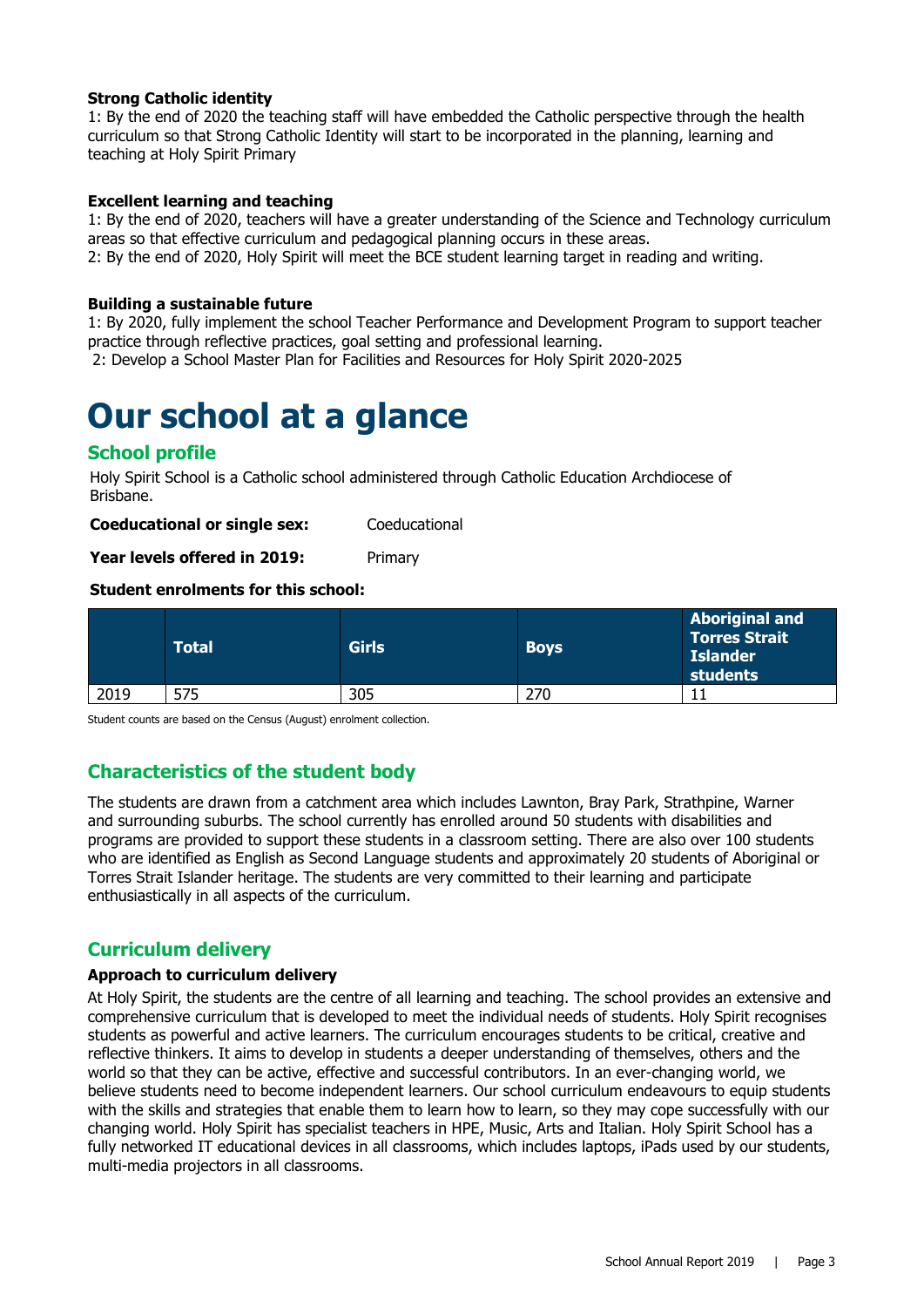**Strong Catholic identity**

1: By the end of 2020 the teaching staff will have embedded the Catholic perspective through the health curriculum so that Strong Catholic Identity will start to be incorporated in the planning, learning and teaching at Holy Spirit Primary

**Excellent learning and teaching**

1: By the end of 2020, teachers will have a greater understanding of the Science and Technology curriculum areas so that effective curriculum and pedagogical planning occurs in these areas.
2: By the end of 2020, Holy Spirit will meet the BCE student learning target in reading and writing.

**Building a sustainable future**

1: By 2020, fully implement the school Teacher Performance and Development Program to support teacher practice through reflective practices, goal setting and professional learning.
2: Develop a School Master Plan for Facilities and Resources for Holy Spirit 2020-2025

# Our school at a glance

## School profile

Holy Spirit School is a Catholic school administered through Catholic Education Archdiocese of Brisbane.

**Coeducational or single sex:** Coeducational

**Year levels offered in 2019:** Primary

**Student enrolments for this school:**

| | Total | Girls | Boys | Aboriginal and Torres Strait Islander students |
|---|---|---|---|---|
| 2019 | 575 | 305 | 270 | 11 |

Student counts are based on the Census (August) enrolment collection.

## Characteristics of the student body

The students are drawn from a catchment area which includes Lawnton, Bray Park, Strathpine, Warner and surrounding suburbs. The school currently has enrolled around 50 students with disabilities and programs are provided to support these students in a classroom setting. There are also over 100 students who are identified as English as Second Language students and approximately 20 students of Aboriginal or Torres Strait Islander heritage. The students are very committed to their learning and participate enthusiastically in all aspects of the curriculum.

## Curriculum delivery

**Approach to curriculum delivery**

At Holy Spirit, the students are the centre of all learning and teaching. The school provides an extensive and comprehensive curriculum that is developed to meet the individual needs of students. Holy Spirit recognises students as powerful and active learners. The curriculum encourages students to be critical, creative and reflective thinkers. It aims to develop in students a deeper understanding of themselves, others and the world so that they can be active, effective and successful contributors. In an ever-changing world, we believe students need to become independent learners. Our school curriculum endeavours to equip students with the skills and strategies that enable them to learn how to learn, so they may cope successfully with our changing world. Holy Spirit has specialist teachers in HPE, Music, Arts and Italian. Holy Spirit School has a fully networked IT educational devices in all classrooms, which includes laptops, iPads used by our students, multi-media projectors in all classrooms.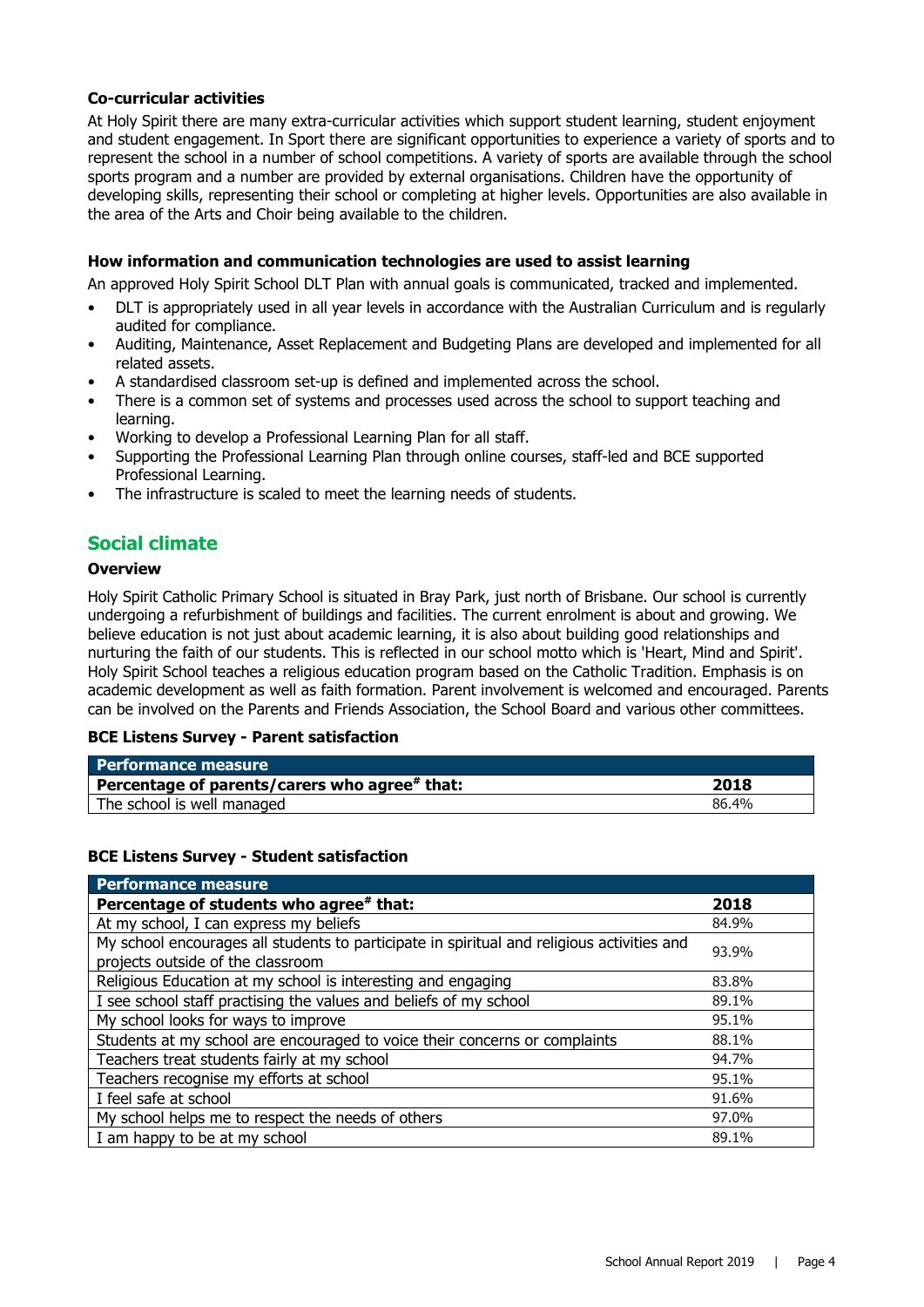### Co-curricular activities

At Holy Spirit there are many extra-curricular activities which support student learning, student enjoyment and student engagement. In Sport there are significant opportunities to experience a variety of sports and to represent the school in a number of school competitions. A variety of sports are available through the school sports program and a number are provided by external organisations. Children have the opportunity of developing skills, representing their school or completing at higher levels. Opportunities are also available in the area of the Arts and Choir being available to the children.

### How information and communication technologies are used to assist learning

An approved Holy Spirit School DLT Plan with annual goals is communicated, tracked and implemented.

- DLT is appropriately used in all year levels in accordance with the Australian Curriculum and is regularly audited for compliance.
- Auditing, Maintenance, Asset Replacement and Budgeting Plans are developed and implemented for all related assets.
- A standardised classroom set-up is defined and implemented across the school.
- There is a common set of systems and processes used across the school to support teaching and learning.
- Working to develop a Professional Learning Plan for all staff.
- Supporting the Professional Learning Plan through online courses, staff-led and BCE supported Professional Learning.
- The infrastructure is scaled to meet the learning needs of students.

## Social climate

### Overview

Holy Spirit Catholic Primary School is situated in Bray Park, just north of Brisbane. Our school is currently undergoing a refurbishment of buildings and facilities. The current enrolment is about and growing. We believe education is not just about academic learning, it is also about building good relationships and nurturing the faith of our students. This is reflected in our school motto which is 'Heart, Mind and Spirit'. Holy Spirit School teaches a religious education program based on the Catholic Tradition. Emphasis is on academic development as well as faith formation. Parent involvement is welcomed and encouraged. Parents can be involved on the Parents and Friends Association, the School Board and various other committees.

### BCE Listens Survey - Parent satisfaction

| Performance measure | |
|---|---|
| **Percentage of parents/carers who agree# that:** | **2018** |
| The school is well managed | 86.4% |

### BCE Listens Survey - Student satisfaction

| Performance measure | |
|---|---|
| **Percentage of students who agree# that:** | **2018** |
| At my school, I can express my beliefs | 84.9% |
| My school encourages all students to participate in spiritual and religious activities and projects outside of the classroom | 93.9% |
| Religious Education at my school is interesting and engaging | 83.8% |
| I see school staff practising the values and beliefs of my school | 89.1% |
| My school looks for ways to improve | 95.1% |
| Students at my school are encouraged to voice their concerns or complaints | 88.1% |
| Teachers treat students fairly at my school | 94.7% |
| Teachers recognise my efforts at school | 95.1% |
| I feel safe at school | 91.6% |
| My school helps me to respect the needs of others | 97.0% |
| I am happy to be at my school | 89.1% |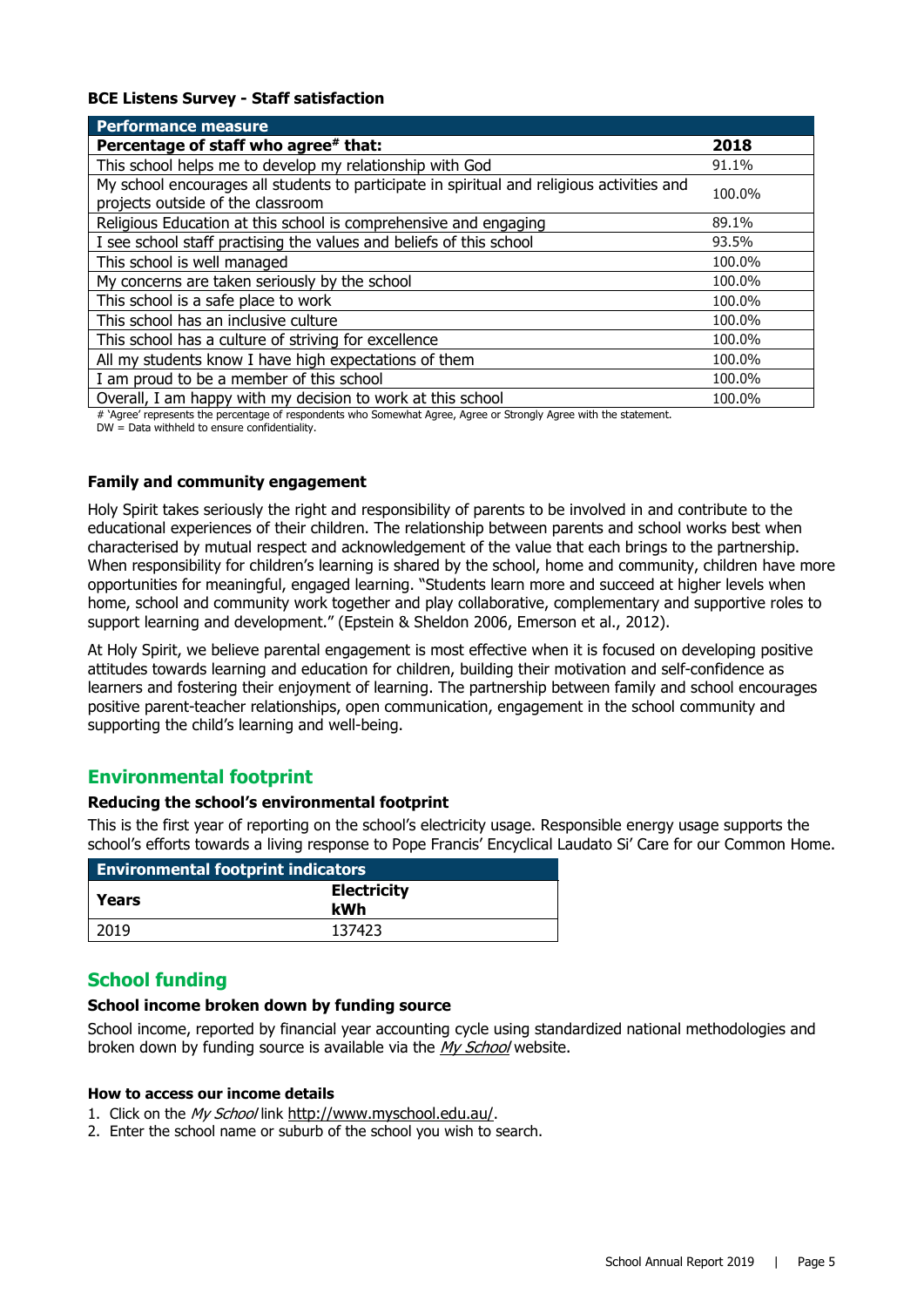### BCE Listens Survey - Staff satisfaction

| Performance measure | |
|---|---|
| **Percentage of staff who agree# that:** | **2018** |
| This school helps me to develop my relationship with God | 91.1% |
| My school encourages all students to participate in spiritual and religious activities and projects outside of the classroom | 100.0% |
| Religious Education at this school is comprehensive and engaging | 89.1% |
| I see school staff practising the values and beliefs of this school | 93.5% |
| This school is well managed | 100.0% |
| My concerns are taken seriously by the school | 100.0% |
| This school is a safe place to work | 100.0% |
| This school has an inclusive culture | 100.0% |
| This school has a culture of striving for excellence | 100.0% |
| All my students know I have high expectations of them | 100.0% |
| I am proud to be a member of this school | 100.0% |
| Overall, I am happy with my decision to work at this school | 100.0% |

# 'Agree' represents the percentage of respondents who Somewhat Agree, Agree or Strongly Agree with the statement.
DW = Data withheld to ensure confidentiality.

### Family and community engagement

Holy Spirit takes seriously the right and responsibility of parents to be involved in and contribute to the educational experiences of their children. The relationship between parents and school works best when characterised by mutual respect and acknowledgement of the value that each brings to the partnership. When responsibility for children's learning is shared by the school, home and community, children have more opportunities for meaningful, engaged learning. "Students learn more and succeed at higher levels when home, school and community work together and play collaborative, complementary and supportive roles to support learning and development." (Epstein & Sheldon 2006, Emerson et al., 2012).

At Holy Spirit, we believe parental engagement is most effective when it is focused on developing positive attitudes towards learning and education for children, building their motivation and self-confidence as learners and fostering their enjoyment of learning. The partnership between family and school encourages positive parent-teacher relationships, open communication, engagement in the school community and supporting the child's learning and well-being.

## Environmental footprint

### Reducing the school's environmental footprint

This is the first year of reporting on the school's electricity usage. Responsible energy usage supports the school's efforts towards a living response to Pope Francis' Encyclical Laudato Si' Care for our Common Home.

| Environmental footprint indicators | |
|---|---|
| **Years** | **Electricity kWh** |
| 2019 | 137423 |

## School funding

### School income broken down by funding source

School income, reported by financial year accounting cycle using standardized national methodologies and broken down by funding source is available via the *My School* website.

### How to access our income details

1. Click on the *My School* link http://www.myschool.edu.au/.
2. Enter the school name or suburb of the school you wish to search.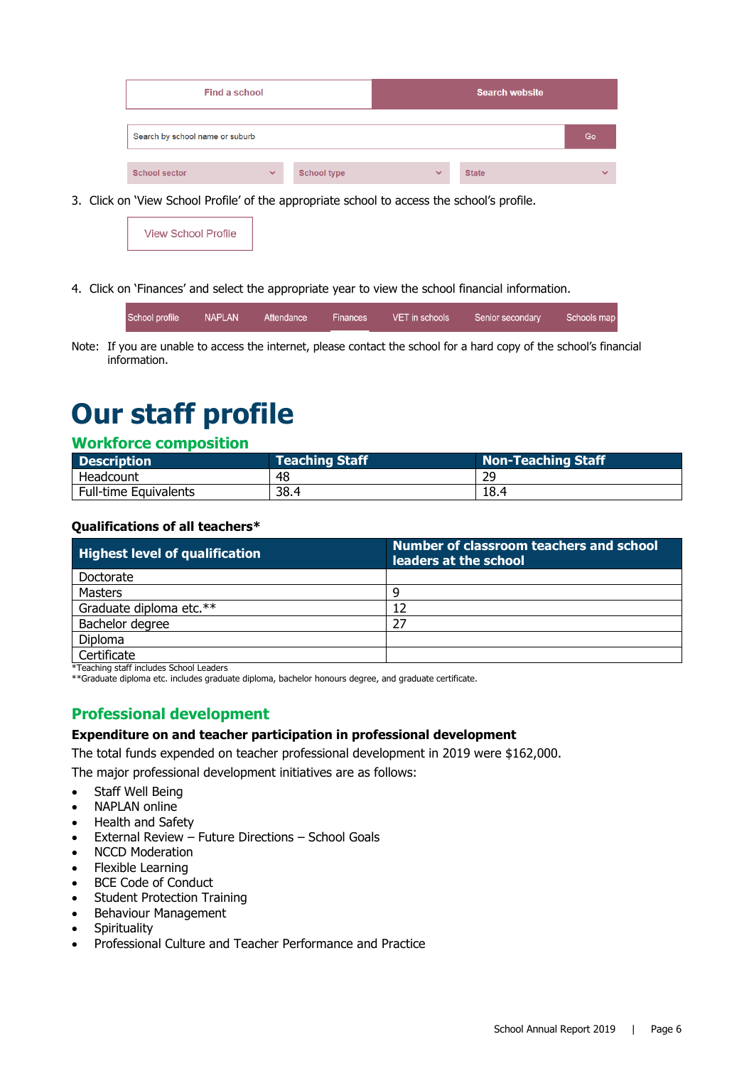Find a school | Search website

Search by school name or suburb | Go

School sector | School type | State

3. Click on 'View School Profile' of the appropriate school to access the school's profile.

View School Profile

4. Click on 'Finances' and select the appropriate year to view the school financial information.

School profile | NAPLAN | Attendance | Finances | VET in schools | Senior secondary | Schools map

Note: If you are unable to access the internet, please contact the school for a hard copy of the school's financial information.

# Our staff profile

## Workforce composition

| Description | Teaching Staff | Non-Teaching Staff |
|---|---|---|
| Headcount | 48 | 29 |
| Full-time Equivalents | 38.4 | 18.4 |

### Qualifications of all teachers*

| Highest level of qualification | Number of classroom teachers and school leaders at the school |
|---|---|
| Doctorate | |
| Masters | 9 |
| Graduate diploma etc.** | 12 |
| Bachelor degree | 27 |
| Diploma | |
| Certificate | |

*Teaching staff includes School Leaders

**Graduate diploma etc. includes graduate diploma, bachelor honours degree, and graduate certificate.

## Professional development

### Expenditure on and teacher participation in professional development

The total funds expended on teacher professional development in 2019 were $162,000.

The major professional development initiatives are as follows:

- Staff Well Being
- NAPLAN online
- Health and Safety
- External Review – Future Directions – School Goals
- NCCD Moderation
- Flexible Learning
- BCE Code of Conduct
- Student Protection Training
- Behaviour Management
- Spirituality
- Professional Culture and Teacher Performance and Practice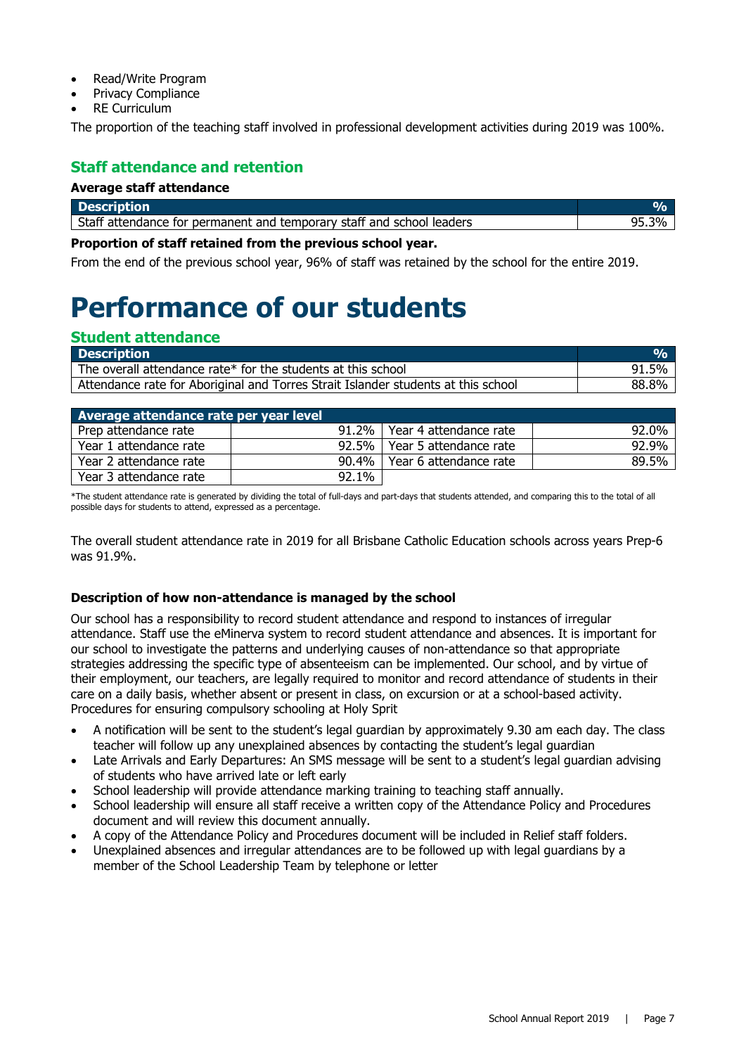- Read/Write Program
- Privacy Compliance
- RE Curriculum

The proportion of the teaching staff involved in professional development activities during 2019 was 100%.

## Staff attendance and retention

**Average staff attendance**

| Description | % |
|---|---|
| Staff attendance for permanent and temporary staff and school leaders | 95.3% |

**Proportion of staff retained from the previous school year.**

From the end of the previous school year, 96% of staff was retained by the school for the entire 2019.

# Performance of our students

## Student attendance

| Description | % |
|---|---|
| The overall attendance rate* for the students at this school | 91.5% |
| Attendance rate for Aboriginal and Torres Strait Islander students at this school | 88.8% |

| Average attendance rate per year level | | | |
|---|---|---|---|
| Prep attendance rate | 91.2% | Year 4 attendance rate | 92.0% |
| Year 1 attendance rate | 92.5% | Year 5 attendance rate | 92.9% |
| Year 2 attendance rate | 90.4% | Year 6 attendance rate | 89.5% |
| Year 3 attendance rate | 92.1% | | |

*The student attendance rate is generated by dividing the total of full-days and part-days that students attended, and comparing this to the total of all possible days for students to attend, expressed as a percentage.

The overall student attendance rate in 2019 for all Brisbane Catholic Education schools across years Prep-6 was 91.9%.

**Description of how non-attendance is managed by the school**

Our school has a responsibility to record student attendance and respond to instances of irregular attendance. Staff use the eMinerva system to record student attendance and absences. It is important for our school to investigate the patterns and underlying causes of non-attendance so that appropriate strategies addressing the specific type of absenteeism can be implemented. Our school, and by virtue of their employment, our teachers, are legally required to monitor and record attendance of students in their care on a daily basis, whether absent or present in class, on excursion or at a school-based activity. Procedures for ensuring compulsory schooling at Holy Sprit

- A notification will be sent to the student's legal guardian by approximately 9.30 am each day. The class teacher will follow up any unexplained absences by contacting the student's legal guardian
- Late Arrivals and Early Departures: An SMS message will be sent to a student's legal guardian advising of students who have arrived late or left early
- School leadership will provide attendance marking training to teaching staff annually.
- School leadership will ensure all staff receive a written copy of the Attendance Policy and Procedures document and will review this document annually.
- A copy of the Attendance Policy and Procedures document will be included in Relief staff folders.
- Unexplained absences and irregular attendances are to be followed up with legal guardians by a member of the School Leadership Team by telephone or letter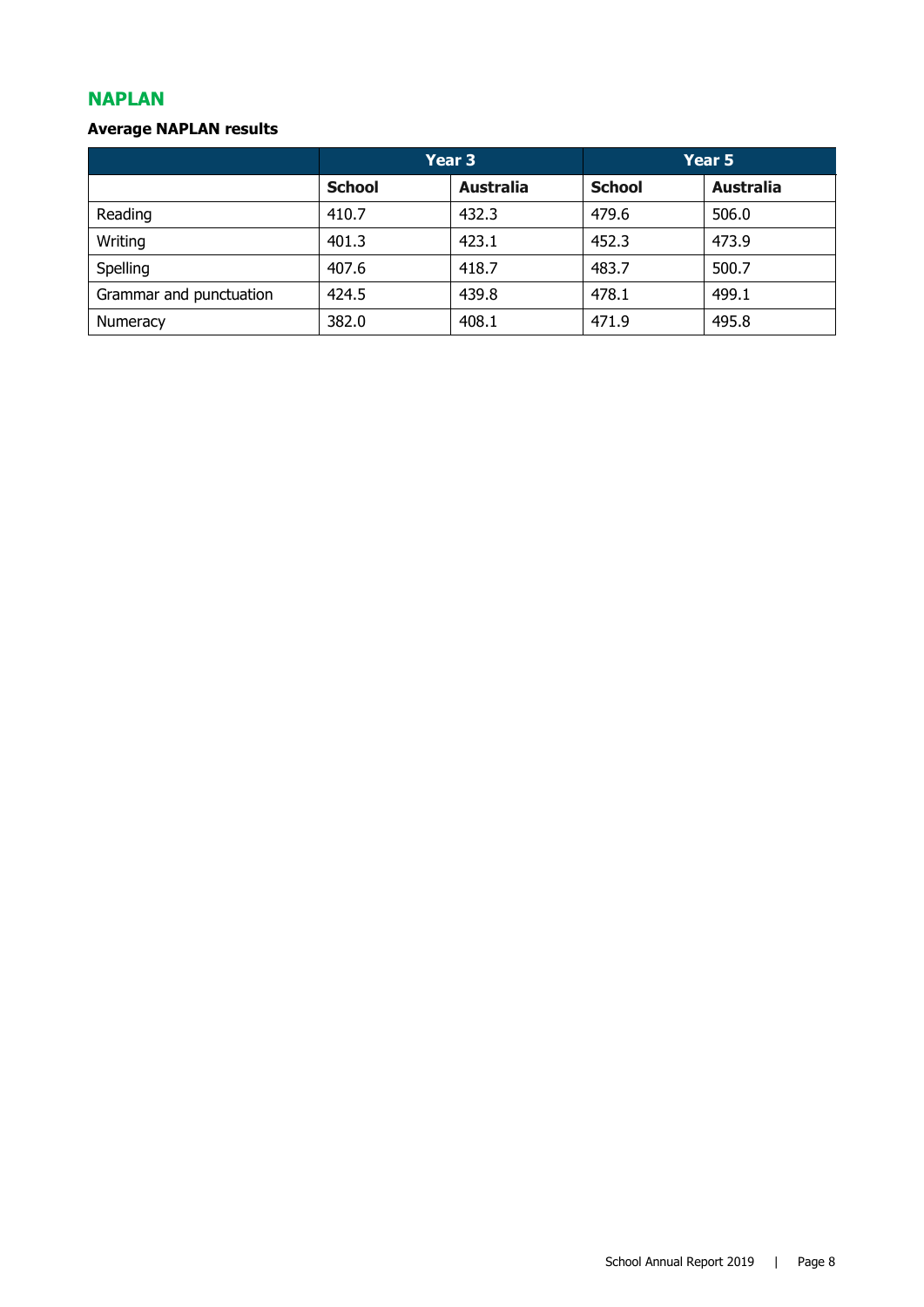## NAPLAN

### Average NAPLAN results

| | Year 3 | | Year 5 | |
|---|---|---|---|---|
| | **School** | **Australia** | **School** | **Australia** |
| Reading | 410.7 | 432.3 | 479.6 | 506.0 |
| Writing | 401.3 | 423.1 | 452.3 | 473.9 |
| Spelling | 407.6 | 418.7 | 483.7 | 500.7 |
| Grammar and punctuation | 424.5 | 439.8 | 478.1 | 499.1 |
| Numeracy | 382.0 | 408.1 | 471.9 | 495.8 |